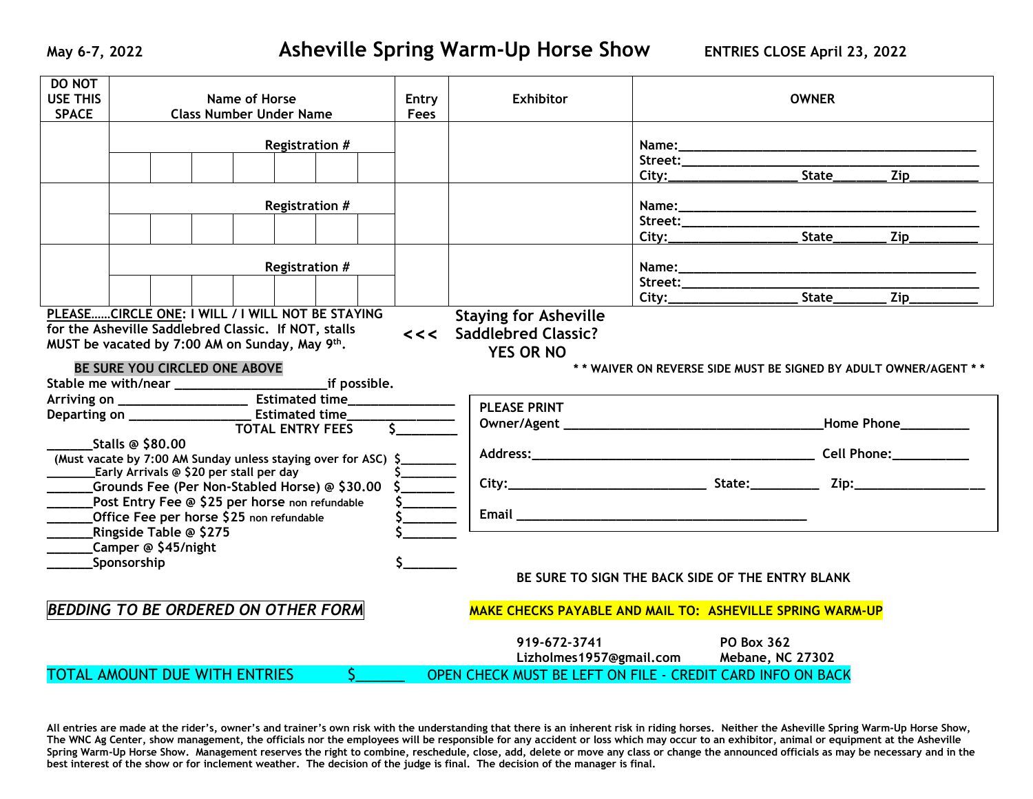May 6-7, 2022

# Asheville Spring Warm-Up Horse Show

ENTRIES CLOSE April 23, 2022

| DO NOT USE THIS SPACE | Name of Horse<br>Class Number Under Name | Entry Fees | Exhibitor | OWNER |
|---|---|---|---|---|
| | Registration # | | | Name:________________<br>Street:________________<br>City:__________ State______ Zip________ |
| | Registration # | | | Name:________________<br>Street:________________<br>City:__________ State______ Zip________ |
| | Registration # | | | Name:________________<br>Street:________________<br>City:__________ State______ Zip________ |

**PLEASE……CIRCLE ONE: I WILL / I WILL NOT BE STAYING for the Asheville Saddlebred Classic. If NOT, stalls MUST be vacated by 7:00 AM on Sunday, May 9th.** <<< **Staying for Asheville Saddlebred Classic? YES OR NO**

**BE SURE YOU CIRCLED ONE ABOVE**

**\* \* WAIVER ON REVERSE SIDE MUST BE SIGNED BY ADULT OWNER/AGENT \* \***

Stable me with/near ____________________if possible.

Arriving on ________________ Estimated time______________

Departing on ________________ Estimated time______________

TOTAL ENTRY FEES $________

______Stalls @ $80.00
(Must vacate by 7:00 AM Sunday unless staying over for ASC) $________

_______Early Arrivals @ $20 per stall per day $________

______Grounds Fee (Per Non-Stabled Horse) @ $30.00 $________

______Post Entry Fee @ $25 per horse non refundable $________

______Office Fee per horse $25 non refundable $________

______Ringside Table @ $275 $________

______Camper @ $45/night

______Sponsorship $________

PLEASE PRINT

Owner/Agent ________________________________ Home Phone_________

Address:____________________________________ Cell Phone:__________

City:_________________________ State:_________ Zip:________________

Email ______________________________________

**BE SURE TO SIGN THE BACK SIDE OF THE ENTRY BLANK**

***BEDDING TO BE ORDERED ON OTHER FORM***

**MAKE CHECKS PAYABLE AND MAIL TO: ASHEVILLE SPRING WARM-UP**

919-672-3741
Lizholmes1957@gmail.com

PO Box 362
Mebane, NC 27302

TOTAL AMOUNT DUE WITH ENTRIES $______ OPEN CHECK MUST BE LEFT ON FILE - CREDIT CARD INFO ON BACK

**All entries are made at the rider's, owner's and trainer's own risk with the understanding that there is an inherent risk in riding horses. Neither the Asheville Spring Warm-Up Horse Show, The WNC Ag Center, show management, the officials nor the employees will be responsible for any accident or loss which may occur to an exhibitor, animal or equipment at the Asheville Spring Warm-Up Horse Show. Management reserves the right to combine, reschedule, close, add, delete or move any class or change the announced officials as may be necessary and in the best interest of the show or for inclement weather. The decision of the judge is final. The decision of the manager is final.**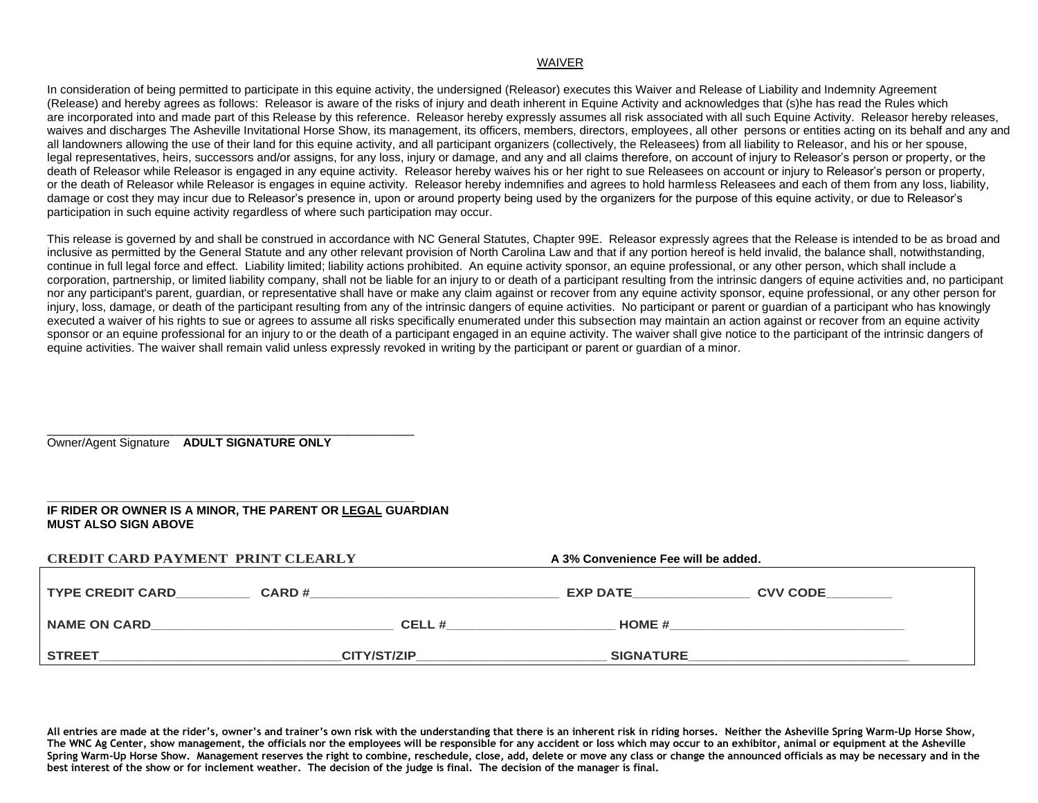## WAIVER

In consideration of being permitted to participate in this equine activity, the undersigned (Releasor) executes this Waiver and Release of Liability and Indemnity Agreement (Release) and hereby agrees as follows: Releasor is aware of the risks of injury and death inherent in Equine Activity and acknowledges that (s)he has read the Rules which are incorporated into and made part of this Release by this reference. Releasor hereby expressly assumes all risk associated with all such Equine Activity. Releasor hereby releases, waives and discharges The Asheville Invitational Horse Show, its management, its officers, members, directors, employees, all other persons or entities acting on its behalf and any and all landowners allowing the use of their land for this equine activity, and all participant organizers (collectively, the Releasees) from all liability to Releasor, and his or her spouse, legal representatives, heirs, successors and/or assigns, for any loss, injury or damage, and any and all claims therefore, on account of injury to Releasor's person or property, or the death of Releasor while Releasor is engaged in any equine activity. Releasor hereby waives his or her right to sue Releasees on account or injury to Releasor's person or property, or the death of Releasor while Releasor is engages in equine activity. Releasor hereby indemnifies and agrees to hold harmless Releasees and each of them from any loss, liability, damage or cost they may incur due to Releasor's presence in, upon or around property being used by the organizers for the purpose of this equine activity, or due to Releasor's participation in such equine activity regardless of where such participation may occur.

This release is governed by and shall be construed in accordance with NC General Statutes, Chapter 99E. Releasor expressly agrees that the Release is intended to be as broad and inclusive as permitted by the General Statute and any other relevant provision of North Carolina Law and that if any portion hereof is held invalid, the balance shall, notwithstanding, continue in full legal force and effect. Liability limited; liability actions prohibited. An equine activity sponsor, an equine professional, or any other person, which shall include a corporation, partnership, or limited liability company, shall not be liable for an injury to or death of a participant resulting from the intrinsic dangers of equine activities and, no participant nor any participant's parent, guardian, or representative shall have or make any claim against or recover from any equine activity sponsor, equine professional, or any other person for injury, loss, damage, or death of the participant resulting from any of the intrinsic dangers of equine activities. No participant or parent or guardian of a participant who has knowingly executed a waiver of his rights to sue or agrees to assume all risks specifically enumerated under this subsection may maintain an action against or recover from an equine activity sponsor or an equine professional for an injury to or the death of a participant engaged in an equine activity. The waiver shall give notice to the participant of the intrinsic dangers of equine activities. The waiver shall remain valid unless expressly revoked in writing by the participant or parent or guardian of a minor.

\_\_\_\_\_\_\_\_\_\_\_\_\_\_\_\_\_\_\_\_\_\_\_\_\_\_\_\_\_\_\_\_\_\_\_\_\_\_\_\_\_\_\_\_\_\_\_\_\_\_\_\_
Owner/Agent Signature **ADULT SIGNATURE ONLY**

\_\_\_\_\_\_\_\_\_\_\_\_\_\_\_\_\_\_\_\_\_\_\_\_\_\_\_\_\_\_\_\_\_\_\_\_\_\_\_\_\_\_\_\_\_\_\_\_\_\_\_\_
**IF RIDER OR OWNER IS A MINOR, THE PARENT OR LEGAL GUARDIAN MUST ALSO SIGN ABOVE**

**CREDIT CARD PAYMENT PRINT CLEARLY** **A 3% Convenience Fee will be added.**

**TYPE CREDIT CARD**\_\_\_\_\_\_\_\_\_\_ **CARD #**\_\_\_\_\_\_\_\_\_\_\_\_\_\_\_\_\_\_\_\_\_\_\_\_\_\_\_\_\_\_\_\_\_\_ **EXP DATE**\_\_\_\_\_\_\_\_\_\_\_\_\_\_\_\_ **CVV CODE**\_\_\_\_\_\_\_\_\_

**NAME ON CARD**\_\_\_\_\_\_\_\_\_\_\_\_\_\_\_\_\_\_\_\_\_\_\_\_\_\_\_\_\_\_\_\_\_\_ **CELL #**\_\_\_\_\_\_\_\_\_\_\_\_\_\_\_\_\_\_\_\_\_\_\_\_ **HOME #**\_\_\_\_\_\_\_\_\_\_\_\_\_\_\_\_\_\_\_\_\_\_\_\_\_\_\_\_\_\_\_\_\_

**STREET**\_\_\_\_\_\_\_\_\_\_\_\_\_\_\_\_\_\_\_\_\_\_\_\_\_\_\_\_\_\_\_\_\_**CITY/ST/ZIP**\_\_\_\_\_\_\_\_\_\_\_\_\_\_\_\_\_\_\_\_\_\_\_\_\_\_ **SIGNATURE**\_\_\_\_\_\_\_\_\_\_\_\_\_\_\_\_\_\_\_\_\_\_\_\_\_\_\_\_\_\_

**All entries are made at the rider's, owner's and trainer's own risk with the understanding that there is an inherent risk in riding horses. Neither the Asheville Spring Warm-Up Horse Show, The WNC Ag Center, show management, the officials nor the employees will be responsible for any accident or loss which may occur to an exhibitor, animal or equipment at the Asheville Spring Warm-Up Horse Show. Management reserves the right to combine, reschedule, close, add, delete or move any class or change the announced officials as may be necessary and in the best interest of the show or for inclement weather. The decision of the judge is final. The decision of the manager is final.**